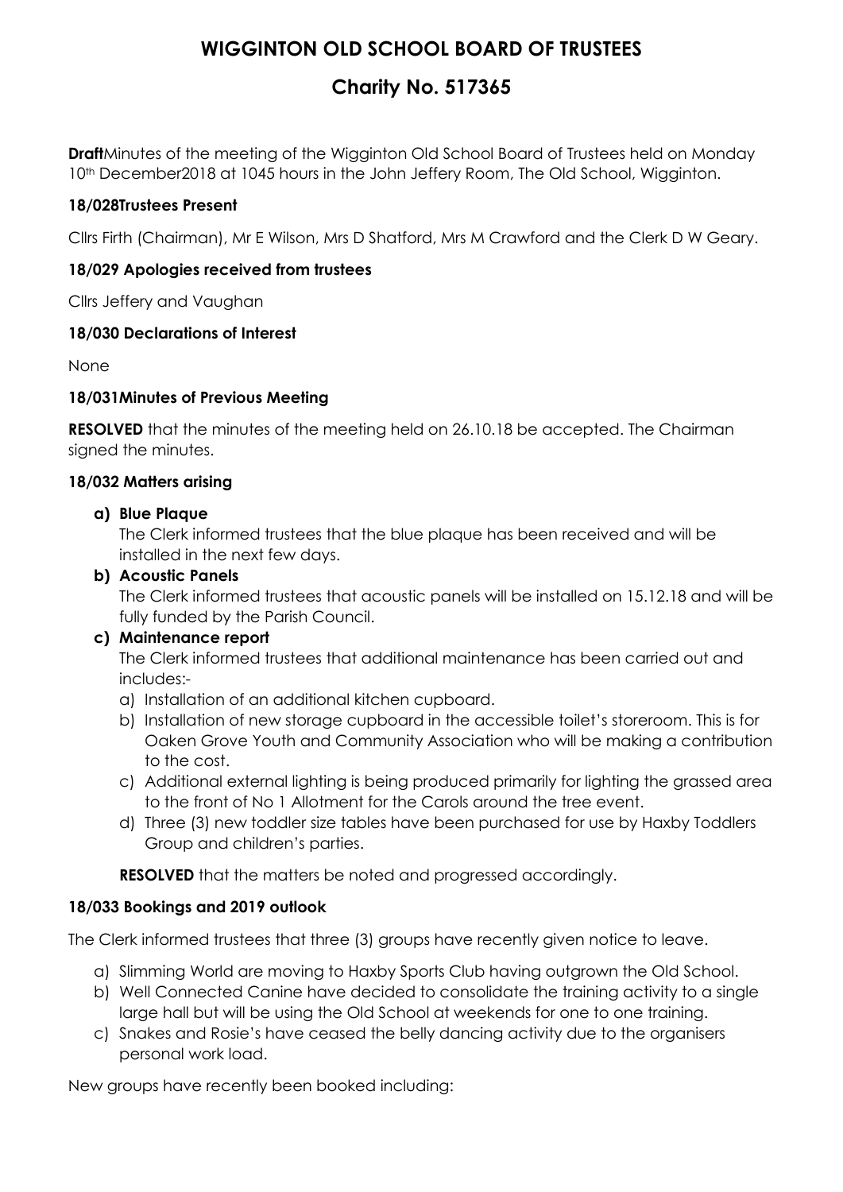# WIGGINTON OLD SCHOOL BOARD OF TRUSTEES

## Charity No. 517365

**Draft**Minutes of the meeting of the Wigginton Old School Board of Trustees held on Monday 10th December2018 at 1045 hours in the John Jeffery Room, The Old School, Wigginton.

### 18/028Trustees Present

Cllrs Firth (Chairman), Mr E Wilson, Mrs D Shatford, Mrs M Crawford and the Clerk D W Geary.

### 18/029 Apologies received from trustees

Cllrs Jeffery and Vaughan

### 18/030 Declarations of Interest

None

### 18/031Minutes of Previous Meeting

**RESOLVED** that the minutes of the meeting held on 26.10.18 be accepted. The Chairman signed the minutes.

### 18/032 Matters arising

**a) Blue Plaque**

The Clerk informed trustees that the blue plaque has been received and will be installed in the next few days.

**b) Acoustic Panels**

The Clerk informed trustees that acoustic panels will be installed on 15.12.18 and will be fully funded by the Parish Council.

**c) Maintenance report**

The Clerk informed trustees that additional maintenance has been carried out and includes:-

a) Installation of an additional kitchen cupboard.
b) Installation of new storage cupboard in the accessible toilet's storeroom. This is for Oaken Grove Youth and Community Association who will be making a contribution to the cost.
c) Additional external lighting is being produced primarily for lighting the grassed area to the front of No 1 Allotment for the Carols around the tree event.
d) Three (3) new toddler size tables have been purchased for use by Haxby Toddlers Group and children's parties.

**RESOLVED** that the matters be noted and progressed accordingly.

### 18/033 Bookings and 2019 outlook

The Clerk informed trustees that three (3) groups have recently given notice to leave.

a) Slimming World are moving to Haxby Sports Club having outgrown the Old School.
b) Well Connected Canine have decided to consolidate the training activity to a single large hall but will be using the Old School at weekends for one to one training.
c) Snakes and Rosie's have ceased the belly dancing activity due to the organisers personal work load.

New groups have recently been booked including: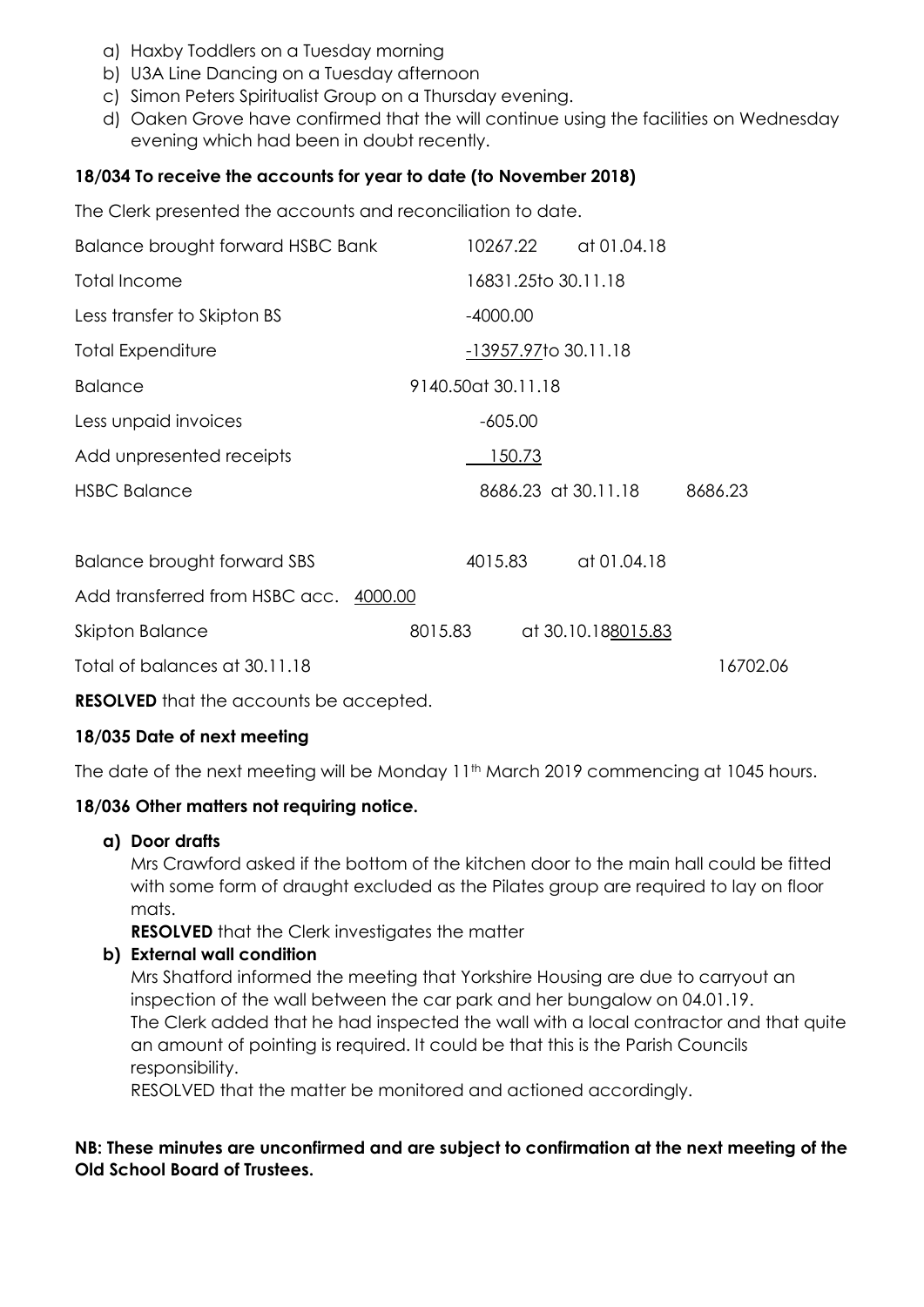a) Haxby Toddlers on a Tuesday morning
b) U3A Line Dancing on a Tuesday afternoon
c) Simon Peters Spiritualist Group on a Thursday evening.
d) Oaken Grove have confirmed that the will continue using the facilities on Wednesday evening which had been in doubt recently.

**18/034 To receive the accounts for year to date (to November 2018)**

The Clerk presented the accounts and reconciliation to date.

| | | | |
|---|---|---|---|
| Balance brought forward HSBC Bank | 10267.22 | at 01.04.18 | |
| Total Income | 16831.25to 30.11.18 | | |
| Less transfer to Skipton BS | -4000.00 | | |
| Total Expenditure | -13957.97to 30.11.18 | | |
| Balance | 9140.50at 30.11.18 | | |
| Less unpaid invoices | -605.00 | | |
| Add unpresented receipts | 150.73 | | |
| HSBC Balance | 8686.23 | at 30.11.18 | 8686.23 |
| | | | |
| Balance brought forward SBS | 4015.83 | at 01.04.18 | |
| Add transferred from HSBC acc. 4000.00 | | | |
| Skipton Balance | 8015.83 | at 30.10.188015.83 | |
| Total of balances at 30.11.18 | | | 16702.06 |

**RESOLVED** that the accounts be accepted.

**18/035 Date of next meeting**

The date of the next meeting will be Monday 11th March 2019 commencing at 1045 hours.

**18/036 Other matters not requiring notice.**

**a) Door drafts**

Mrs Crawford asked if the bottom of the kitchen door to the main hall could be fitted with some form of draught excluded as the Pilates group are required to lay on floor mats.

**RESOLVED** that the Clerk investigates the matter

**b) External wall condition**

Mrs Shatford informed the meeting that Yorkshire Housing are due to carryout an inspection of the wall between the car park and her bungalow on 04.01.19.

The Clerk added that he had inspected the wall with a local contractor and that quite an amount of pointing is required. It could be that this is the Parish Councils responsibility.

RESOLVED that the matter be monitored and actioned accordingly.

**NB: These minutes are unconfirmed and are subject to confirmation at the next meeting of the Old School Board of Trustees.**